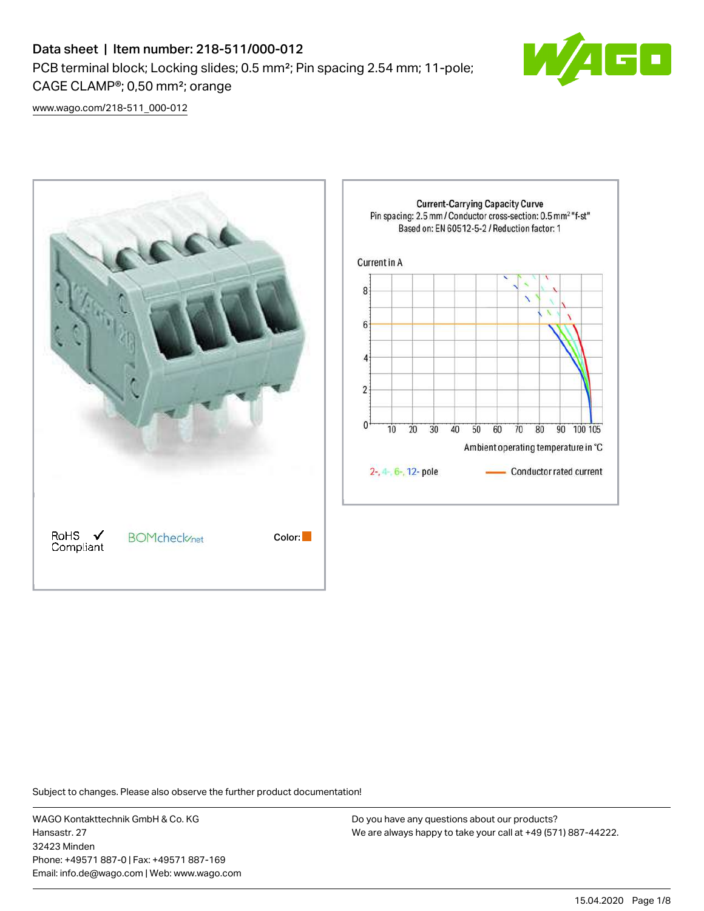# Data sheet | Item number: 218-511/000-012

PCB terminal block; Locking slides; 0.5 mm²; Pin spacing 2.54 mm; 11-pole; CAGE CLAMP®; 0,50 mm²; orange

www.wago.com/218-511_000-012

RoHS Compliant ✓

BOMcheck.net

Color:

Current-Carrying Capacity Curve
Pin spacing: 2.5 mm / Conductor cross-section: 0.5 mm² "f-st"
Based on: EN 60512-5-2 / Reduction factor: 1

Current in A

Ambient operating temperature in °C

2-, 4-, 6-, 12- pole

Conductor rated current

Subject to changes. Please also observe the further product documentation!

WAGO Kontakttechnik GmbH & Co. KG
Hansastr. 27
32423 Minden
Phone: +49571 887-0 | Fax: +49571 887-169
Email: info.de@wago.com | Web: www.wago.com

Do you have any questions about our products?
We are always happy to take your call at +49 (571) 887-44222.

15.04.2020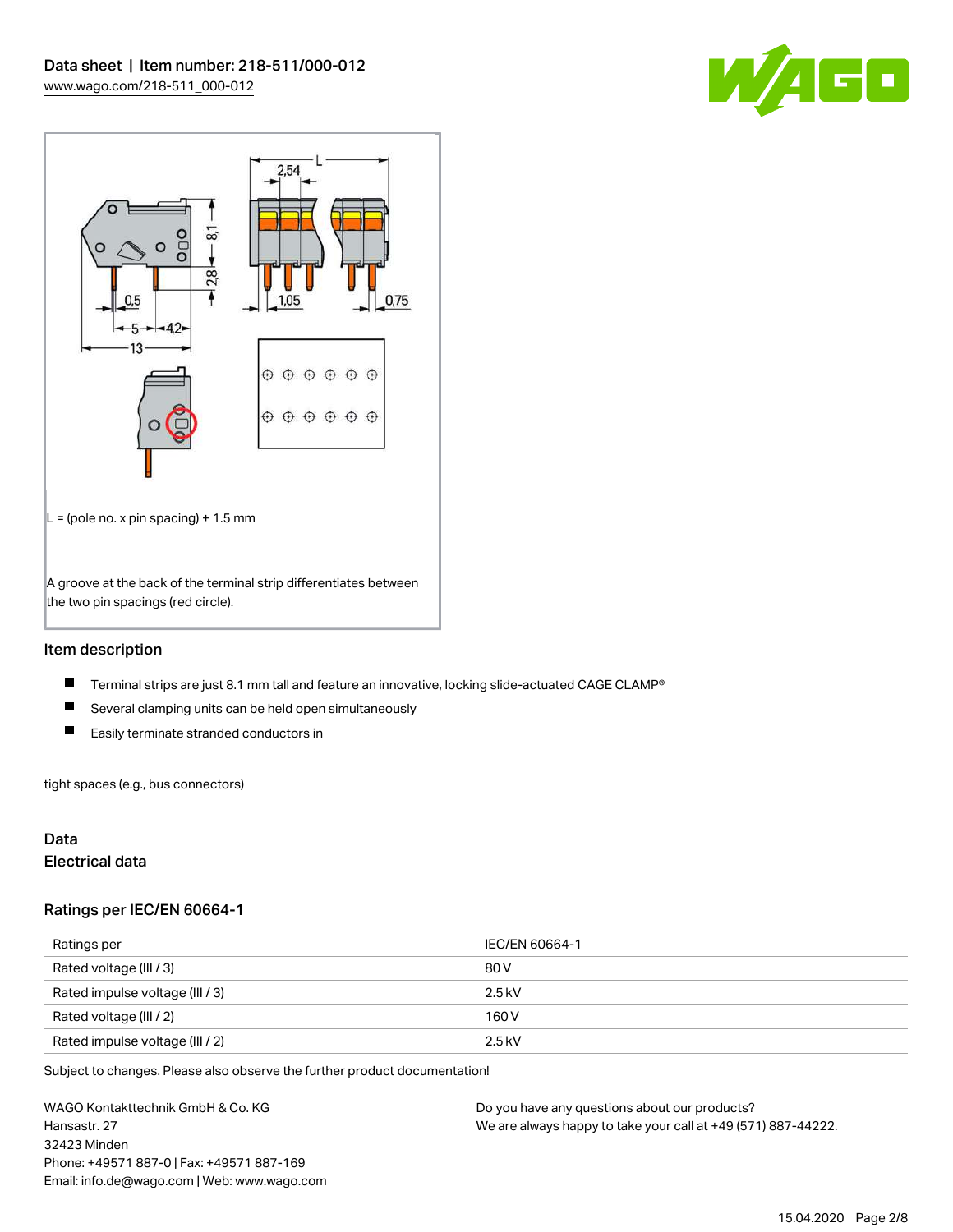L = (pole no. x pin spacing) + 1.5 mm

A groove at the back of the terminal strip differentiates between the two pin spacings (red circle).

## Item description

- Terminal strips are just 8.1 mm tall and feature an innovative, locking slide-actuated CAGE CLAMP®
- Several clamping units can be held open simultaneously
- Easily terminate stranded conductors in

tight spaces (e.g., bus connectors)

## Data

### Electrical data

### Ratings per IEC/EN 60664-1

| Ratings per | IEC/EN 60664-1 |
| --- | --- |
| Rated voltage (III / 3) | 80 V |
| Rated impulse voltage (III / 3) | 2.5 kV |
| Rated voltage (III / 2) | 160 V |
| Rated impulse voltage (III / 2) | 2.5 kV |

Subject to changes. Please also observe the further product documentation!

WAGO Kontakttechnik GmbH & Co. KG
Hansastr. 27
32423 Minden
Phone: +49571 887-0 | Fax: +49571 887-169
Email: info.de@wago.com | Web: www.wago.com

Do you have any questions about our products?
We are always happy to take your call at +49 (571) 887-44222.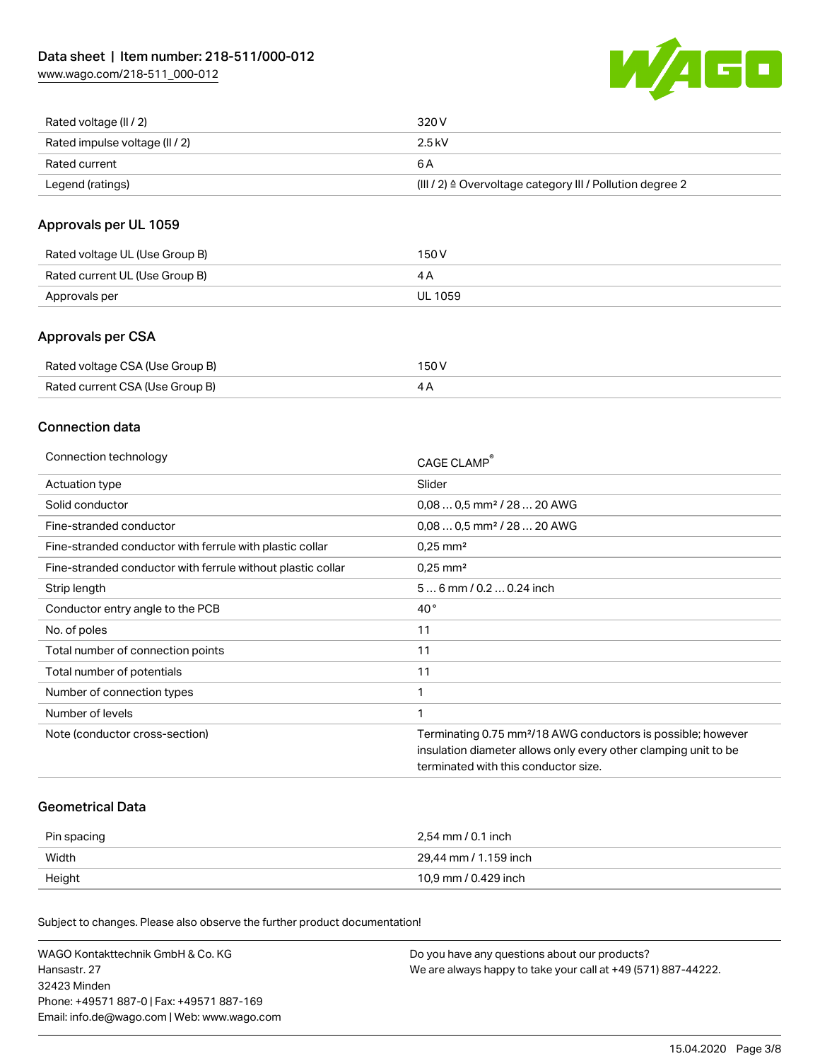| | |
|---|---|
| Rated voltage (II / 2) | 320 V |
| Rated impulse voltage (II / 2) | 2.5 kV |
| Rated current | 6 A |
| Legend (ratings) | (III / 2) ≙ Overvoltage category III / Pollution degree 2 |

## Approvals per UL 1059

| | |
|---|---|
| Rated voltage UL (Use Group B) | 150 V |
| Rated current UL (Use Group B) | 4 A |
| Approvals per | UL 1059 |

## Approvals per CSA

| | |
|---|---|
| Rated voltage CSA (Use Group B) | 150 V |
| Rated current CSA (Use Group B) | 4 A |

## Connection data

| | |
|---|---|
| Connection technology | CAGE CLAMP® |
| Actuation type | Slider |
| Solid conductor | 0,08 … 0,5 mm² / 28 … 20 AWG |
| Fine-stranded conductor | 0,08 … 0,5 mm² / 28 … 20 AWG |
| Fine-stranded conductor with ferrule with plastic collar | 0,25 mm² |
| Fine-stranded conductor with ferrule without plastic collar | 0,25 mm² |
| Strip length | 5 … 6 mm / 0.2 … 0.24 inch |
| Conductor entry angle to the PCB | 40 ° |
| No. of poles | 11 |
| Total number of connection points | 11 |
| Total number of potentials | 11 |
| Number of connection types | 1 |
| Number of levels | 1 |
| Note (conductor cross-section) | Terminating 0.75 mm²/18 AWG conductors is possible; however insulation diameter allows only every other clamping unit to be terminated with this conductor size. |

## Geometrical Data

| | |
|---|---|
| Pin spacing | 2,54 mm / 0.1 inch |
| Width | 29,44 mm / 1.159 inch |
| Height | 10,9 mm / 0.429 inch |

Subject to changes. Please also observe the further product documentation!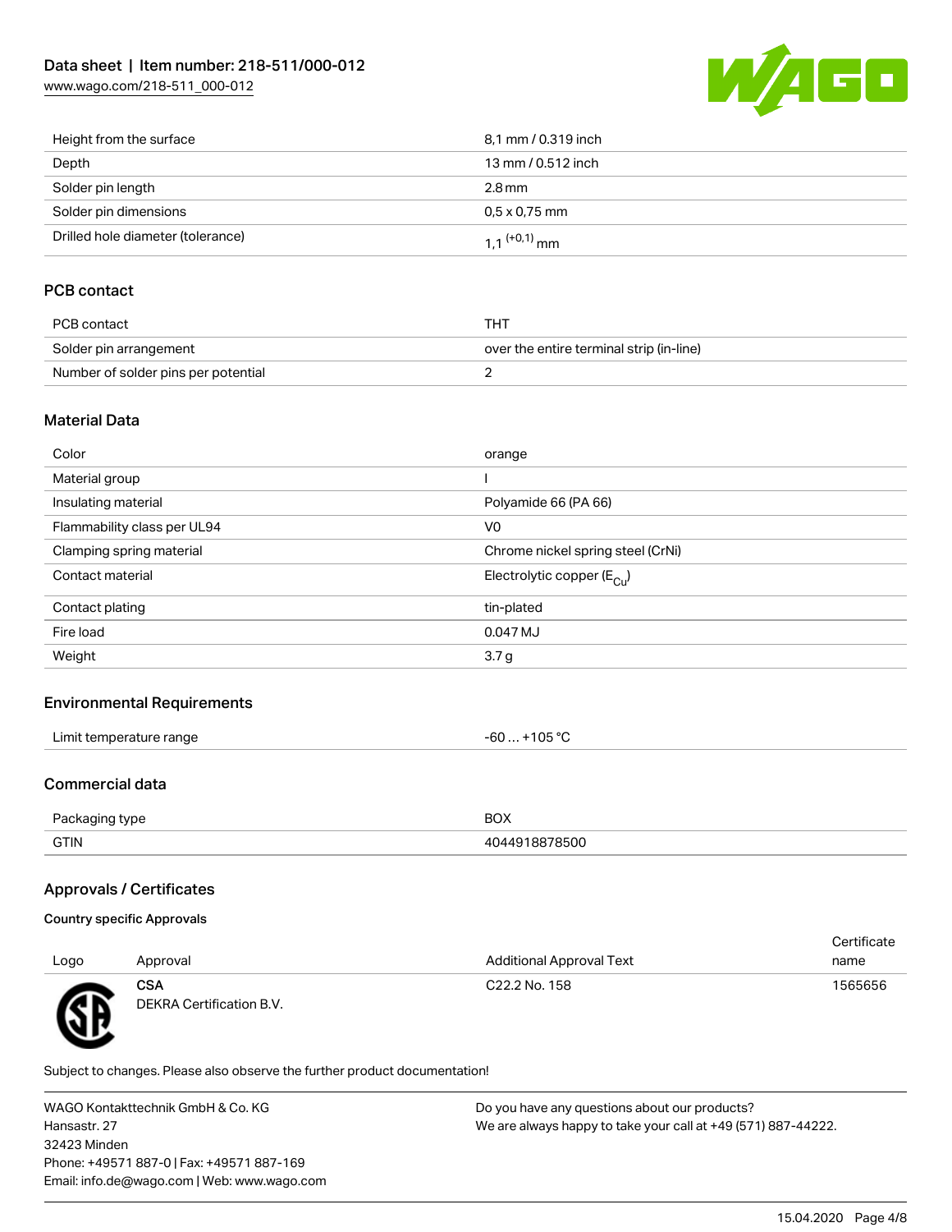| | |
|---|---|
| Height from the surface | 8,1 mm / 0.319 inch |
| Depth | 13 mm / 0.512 inch |
| Solder pin length | 2.8 mm |
| Solder pin dimensions | 0,5 x 0,75 mm |
| Drilled hole diameter (tolerance) | 1,1 $^{(+0,1)}$ mm |

## PCB contact

| | |
|---|---|
| PCB contact | THT |
| Solder pin arrangement | over the entire terminal strip (in-line) |
| Number of solder pins per potential | 2 |

## Material Data

| | |
|---|---|
| Color | orange |
| Material group | I |
| Insulating material | Polyamide 66 (PA 66) |
| Flammability class per UL94 | V0 |
| Clamping spring material | Chrome nickel spring steel (CrNi) |
| Contact material | Electrolytic copper ($E_{Cu}$) |
| Contact plating | tin-plated |
| Fire load | 0.047 MJ |
| Weight | 3.7 g |

## Environmental Requirements

| | |
|---|---|
| Limit temperature range | -60 … +105 °C |

## Commercial data

| | |
|---|---|
| Packaging type | BOX |
| GTIN | 4044918878500 |

## Approvals / Certificates

### Country specific Approvals

| Logo | Approval | Additional Approval Text | Certificate name |
|---|---|---|---|
| | **CSA** DEKRA Certification B.V. | C22.2 No. 158 | 1565656 |

Subject to changes. Please also observe the further product documentation!

WAGO Kontakttechnik GmbH & Co. KG
Hansastr. 27
32423 Minden
Phone: +49571 887-0 | Fax: +49571 887-169
Email: info.de@wago.com | Web: www.wago.com

Do you have any questions about our products?
We are always happy to take your call at +49 (571) 887-44222.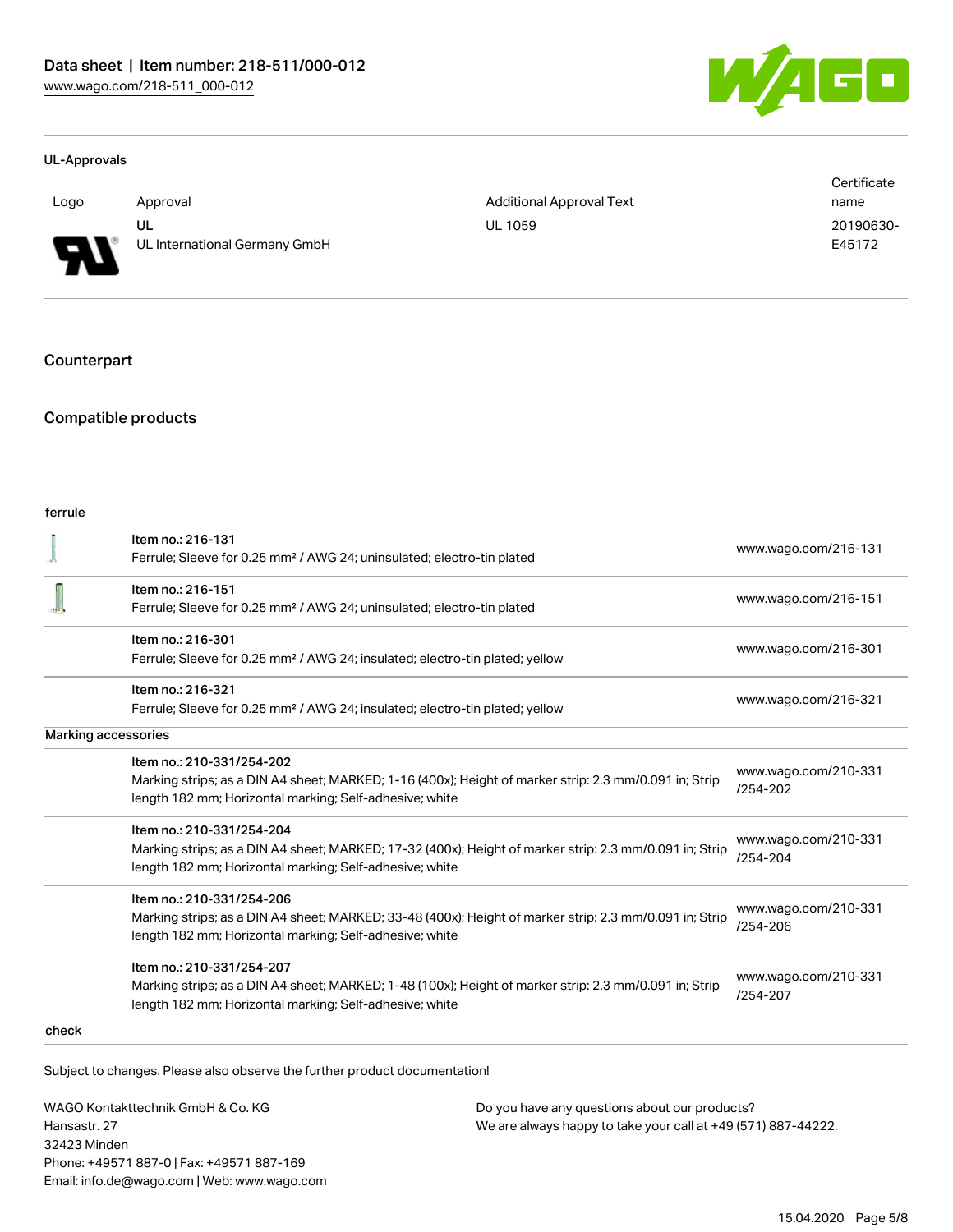## UL-Approvals

| Logo | Approval | Additional Approval Text | Certificate name |
|---|---|---|---|
| | UL<br>UL International Germany GmbH | UL 1059 | 20190630-E45172 |

## Counterpart

## Compatible products

### ferrule

| | Item | Link |
|---|---|---|
| | Item no.: 216-131<br>Ferrule; Sleeve for 0.25 mm² / AWG 24; uninsulated; electro-tin plated | www.wago.com/216-131 |
| | Item no.: 216-151<br>Ferrule; Sleeve for 0.25 mm² / AWG 24; uninsulated; electro-tin plated | www.wago.com/216-151 |
| | Item no.: 216-301<br>Ferrule; Sleeve for 0.25 mm² / AWG 24; insulated; electro-tin plated; yellow | www.wago.com/216-301 |
| | Item no.: 216-321<br>Ferrule; Sleeve for 0.25 mm² / AWG 24; insulated; electro-tin plated; yellow | www.wago.com/216-321 |

### Marking accessories

| | Item | Link |
|---|---|---|
| | Item no.: 210-331/254-202<br>Marking strips; as a DIN A4 sheet; MARKED; 1-16 (400x); Height of marker strip: 2.3 mm/0.091 in; Strip length 182 mm; Horizontal marking; Self-adhesive; white | www.wago.com/210-331/254-202 |
| | Item no.: 210-331/254-204<br>Marking strips; as a DIN A4 sheet; MARKED; 17-32 (400x); Height of marker strip: 2.3 mm/0.091 in; Strip length 182 mm; Horizontal marking; Self-adhesive; white | www.wago.com/210-331/254-204 |
| | Item no.: 210-331/254-206<br>Marking strips; as a DIN A4 sheet; MARKED; 33-48 (400x); Height of marker strip: 2.3 mm/0.091 in; Strip length 182 mm; Horizontal marking; Self-adhesive; white | www.wago.com/210-331/254-206 |
| | Item no.: 210-331/254-207<br>Marking strips; as a DIN A4 sheet; MARKED; 1-48 (100x); Height of marker strip: 2.3 mm/0.091 in; Strip length 182 mm; Horizontal marking; Self-adhesive; white | www.wago.com/210-331/254-207 |

### check

Subject to changes. Please also observe the further product documentation!

WAGO Kontakttechnik GmbH & Co. KG
Hansastr. 27
32423 Minden
Phone: +49571 887-0 | Fax: +49571 887-169
Email: info.de@wago.com | Web: www.wago.com

Do you have any questions about our products?
We are always happy to take your call at +49 (571) 887-44222.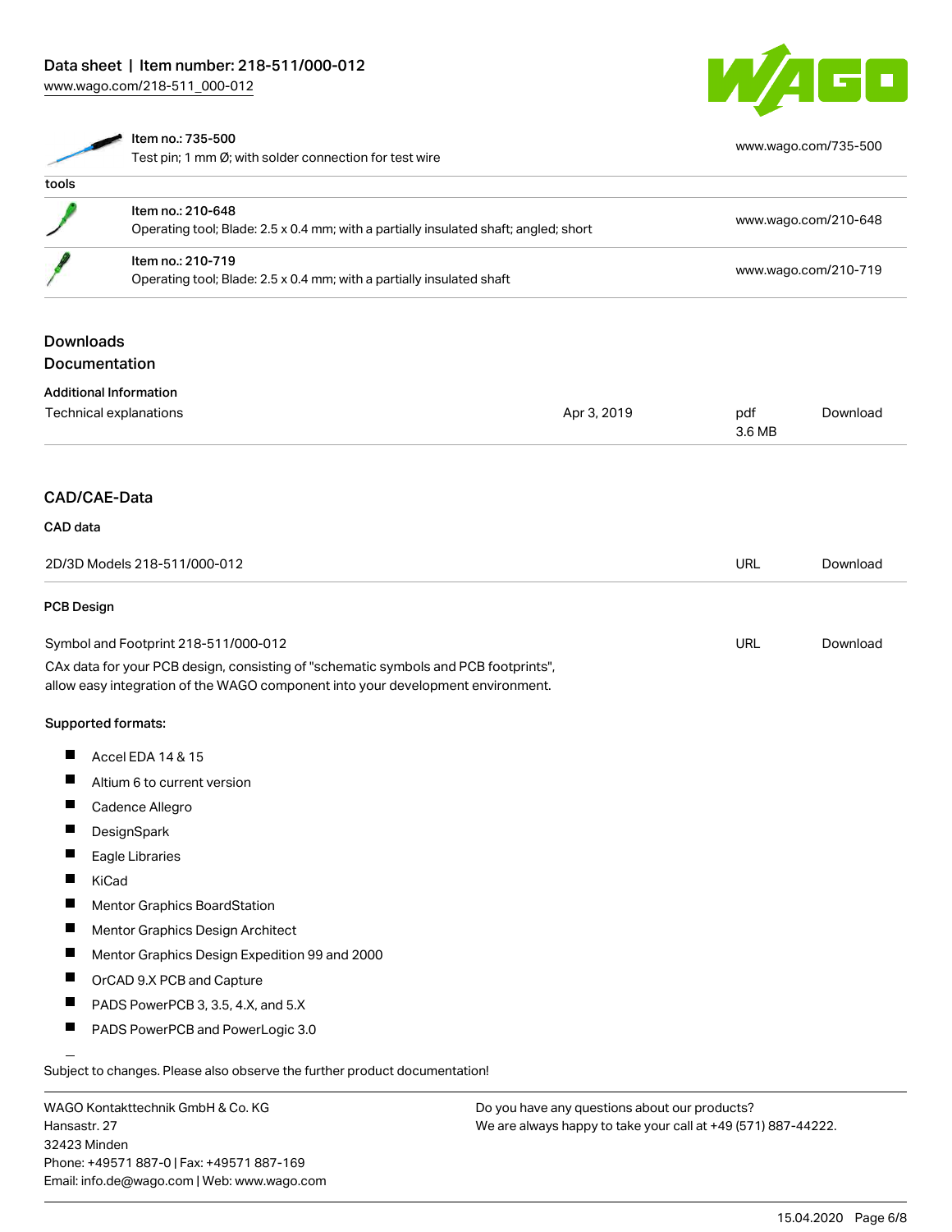| | | |
|---|---|---|
| | Item no.: 735-500<br>Test pin; 1 mm Ø; with solder connection for test wire | www.wago.com/735-500 |
| tools | | |
| | Item no.: 210-648<br>Operating tool; Blade: 2.5 x 0.4 mm; with a partially insulated shaft; angled; short | www.wago.com/210-648 |
| | Item no.: 210-719<br>Operating tool; Blade: 2.5 x 0.4 mm; with a partially insulated shaft | www.wago.com/210-719 |

## Downloads
## Documentation

### Additional Information

| | | | |
|---|---|---|---|
| Technical explanations | Apr 3, 2019 | pdf<br>3.6 MB | Download |

## CAD/CAE-Data

### CAD data

| | | |
|---|---|---|
| 2D/3D Models 218-511/000-012 | URL | Download |

### PCB Design

| | | |
|---|---|---|
| Symbol and Footprint 218-511/000-012 | URL | Download |

CAx data for your PCB design, consisting of "schematic symbols and PCB footprints", allow easy integration of the WAGO component into your development environment.

Supported formats:

- Accel EDA 14 & 15
- Altium 6 to current version
- Cadence Allegro
- DesignSpark
- Eagle Libraries
- KiCad
- Mentor Graphics BoardStation
- Mentor Graphics Design Architect
- Mentor Graphics Design Expedition 99 and 2000
- OrCAD 9.X PCB and Capture
- PADS PowerPCB 3, 3.5, 4.X, and 5.X
- PADS PowerPCB and PowerLogic 3.0

Subject to changes. Please also observe the further product documentation!

WAGO Kontakttechnik GmbH & Co. KG
Hansastr. 27
32423 Minden
Phone: +49571 887-0 | Fax: +49571 887-169
Email: info.de@wago.com | Web: www.wago.com

Do you have any questions about our products?
We are always happy to take your call at +49 (571) 887-44222.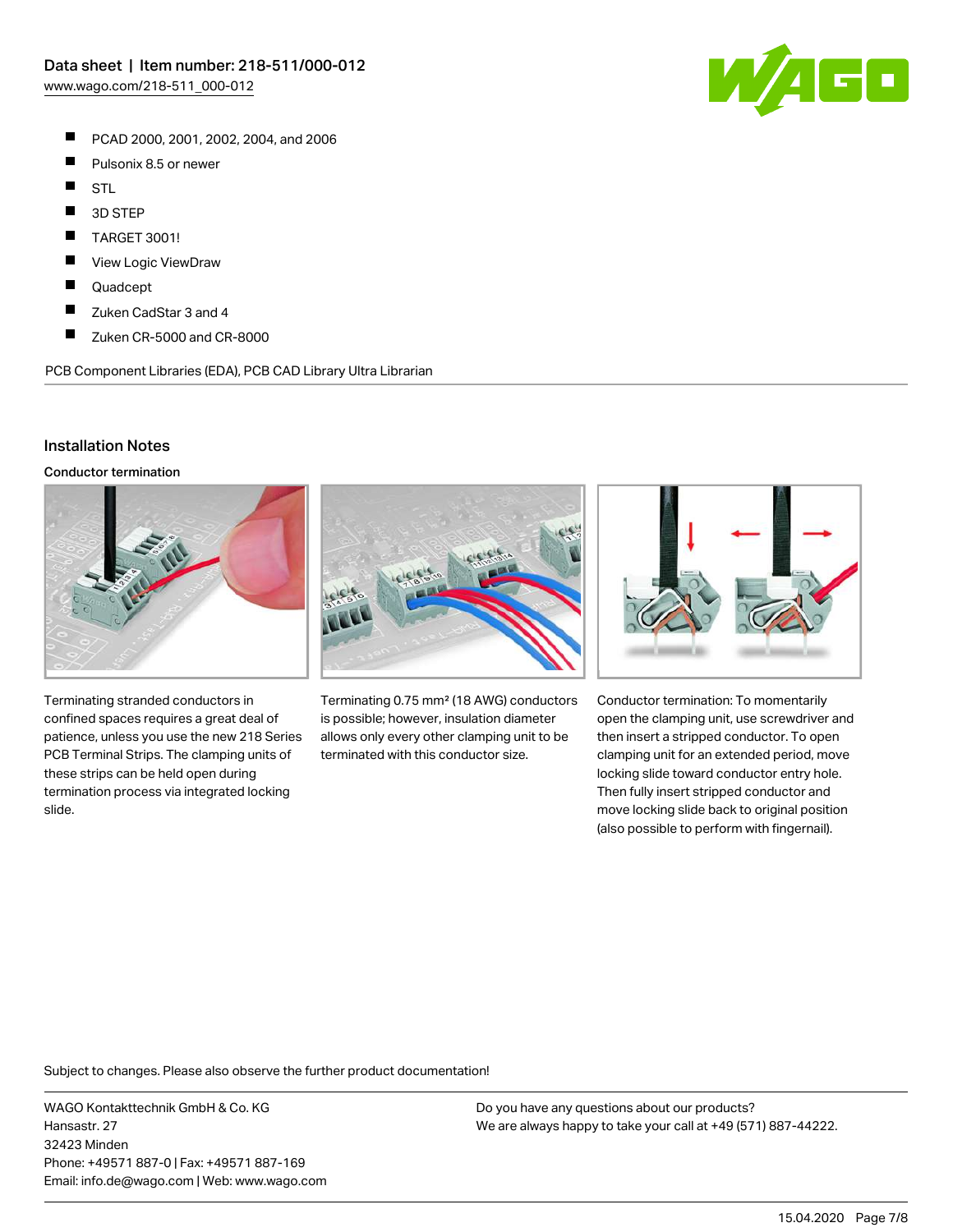- PCAD 2000, 2001, 2002, 2004, and 2006
- Pulsonix 8.5 or newer
- STL
- 3D STEP
- TARGET 3001!
- View Logic ViewDraw
- Quadcept
- Zuken CadStar 3 and 4
- Zuken CR-5000 and CR-8000

PCB Component Libraries (EDA), PCB CAD Library Ultra Librarian

## Installation Notes

### Conductor termination

Terminating stranded conductors in confined spaces requires a great deal of patience, unless you use the new 218 Series PCB Terminal Strips. The clamping units of these strips can be held open during termination process via integrated locking slide.

Terminating 0.75 mm² (18 AWG) conductors is possible; however, insulation diameter allows only every other clamping unit to be terminated with this conductor size.

Conductor termination: To momentarily open the clamping unit, use screwdriver and then insert a stripped conductor. To open clamping unit for an extended period, move locking slide toward conductor entry hole. Then fully insert stripped conductor and move locking slide back to original position (also possible to perform with fingernail).

Subject to changes. Please also observe the further product documentation!

WAGO Kontakttechnik GmbH & Co. KG
Hansastr. 27
32423 Minden
Phone: +49571 887-0 | Fax: +49571 887-169
Email: info.de@wago.com | Web: www.wago.com

Do you have any questions about our products?
We are always happy to take your call at +49 (571) 887-44222.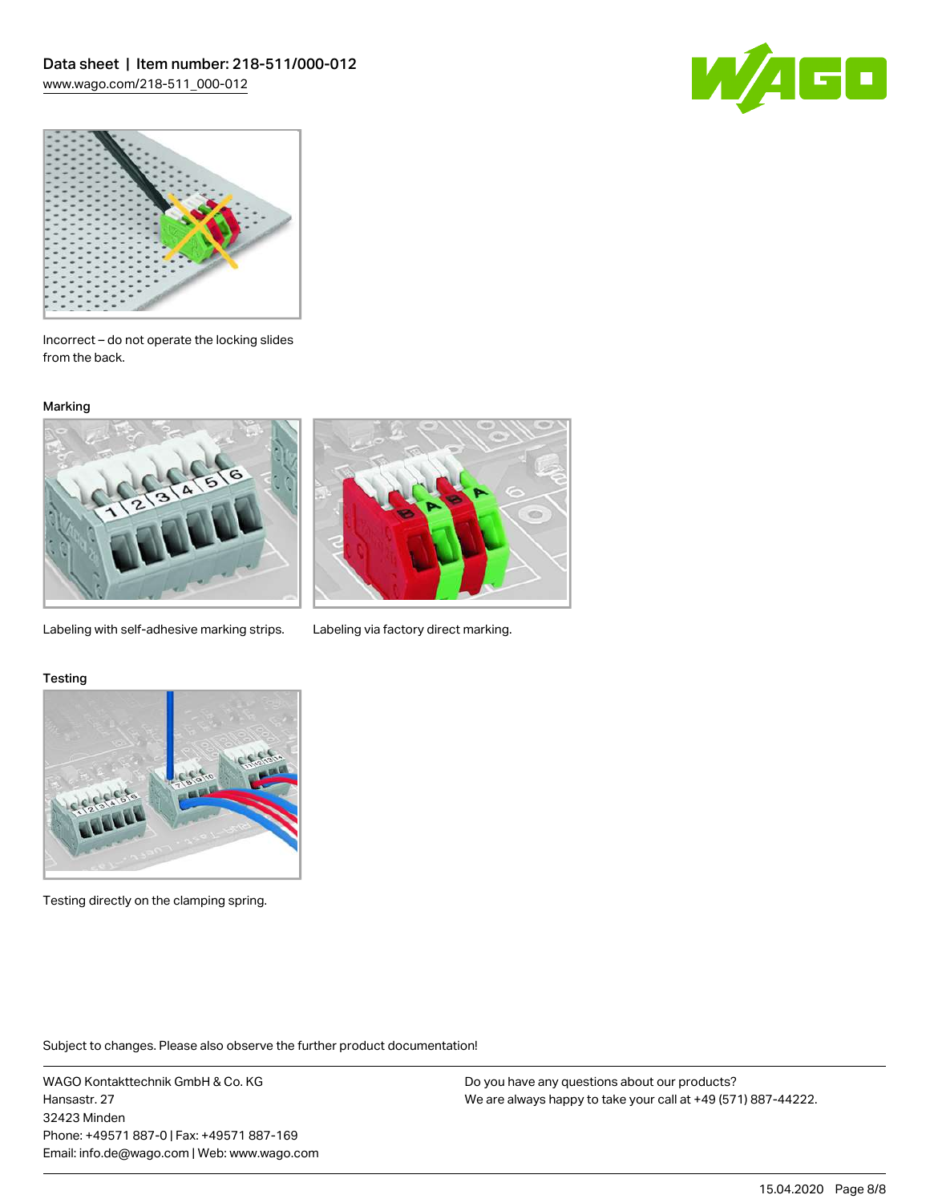Incorrect – do not operate the locking slides from the back.

## Marking

Labeling with self-adhesive marking strips.

Labeling via factory direct marking.

## Testing

Testing directly on the clamping spring.

Subject to changes. Please also observe the further product documentation!

WAGO Kontakttechnik GmbH & Co. KG
Hansastr. 27
32423 Minden
Phone: +49571 887-0 | Fax: +49571 887-169
Email: info.de@wago.com | Web: www.wago.com

Do you have any questions about our products?
We are always happy to take your call at +49 (571) 887-44222.